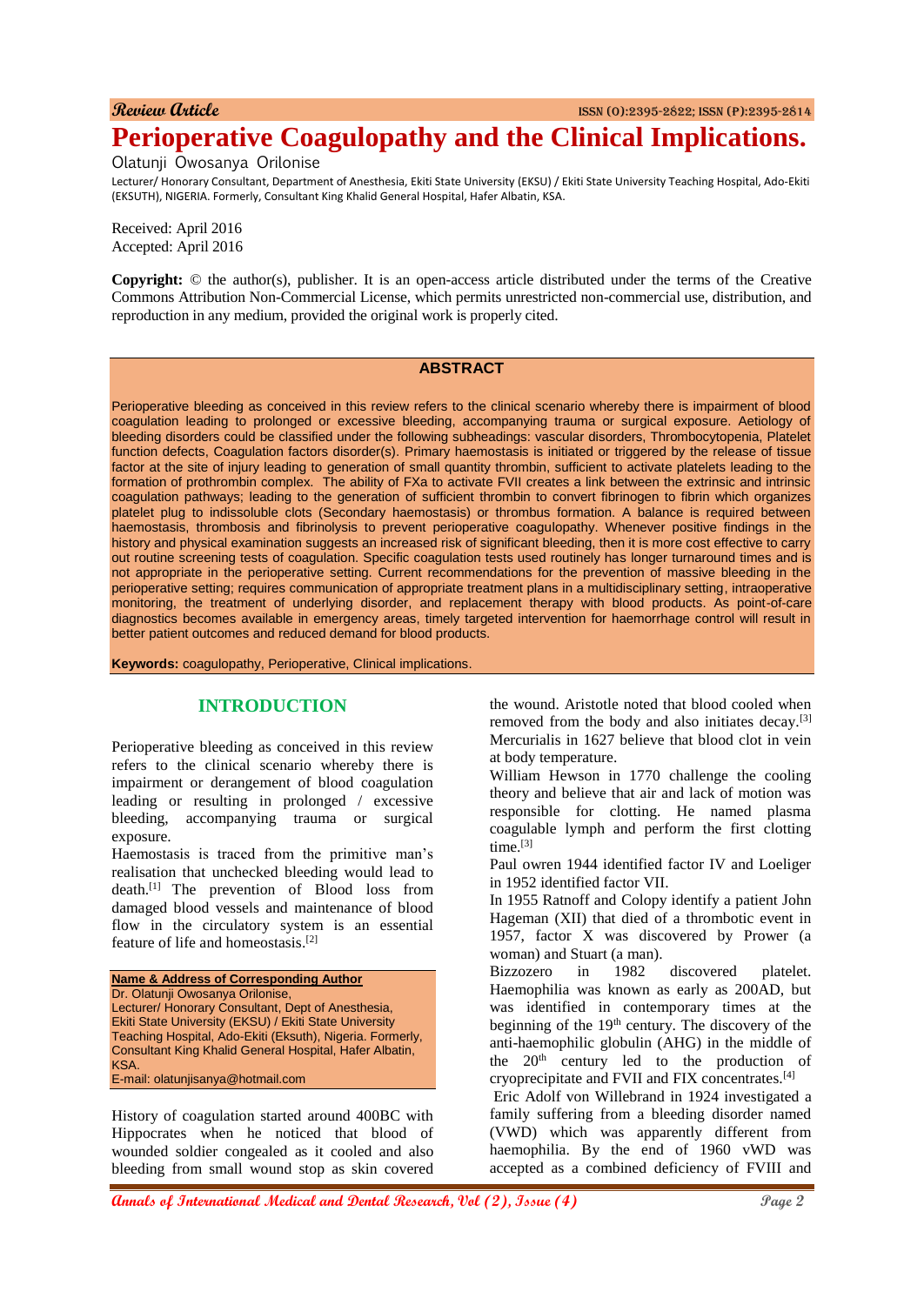Review Article

ISSN (O):2395-2822; ISSN (P):2395-2814

# Perioperative Coagulopathy and the Clinical Implications.

Olatunji Owosanya Orilonise

Lecturer/ Honorary Consultant, Department of Anesthesia, Ekiti State University (EKSU) / Ekiti State University Teaching Hospital, Ado-Ekiti (EKSUTH), NIGERIA. Formerly, Consultant King Khalid General Hospital, Hafer Albatin, KSA.

Received: April 2016
Accepted: April 2016

**Copyright:** © the author(s), publisher. It is an open-access article distributed under the terms of the Creative Commons Attribution Non-Commercial License, which permits unrestricted non-commercial use, distribution, and reproduction in any medium, provided the original work is properly cited.

## ABSTRACT

Perioperative bleeding as conceived in this review refers to the clinical scenario whereby there is impairment of blood coagulation leading to prolonged or excessive bleeding, accompanying trauma or surgical exposure. Aetiology of bleeding disorders could be classified under the following subheadings: vascular disorders, Thrombocytopenia, Platelet function defects, Coagulation factors disorder(s). Primary haemostasis is initiated or triggered by the release of tissue factor at the site of injury leading to generation of small quantity thrombin, sufficient to activate platelets leading to the formation of prothrombin complex. The ability of FXa to activate FVII creates a link between the extrinsic and intrinsic coagulation pathways; leading to the generation of sufficient thrombin to convert fibrinogen to fibrin which organizes platelet plug to indissoluble clots (Secondary haemostasis) or thrombus formation. A balance is required between haemostasis, thrombosis and fibrinolysis to prevent perioperative coagulopathy. Whenever positive findings in the history and physical examination suggests an increased risk of significant bleeding, then it is more cost effective to carry out routine screening tests of coagulation. Specific coagulation tests used routinely has longer turnaround times and is not appropriate in the perioperative setting. Current recommendations for the prevention of massive bleeding in the perioperative setting; requires communication of appropriate treatment plans in a multidisciplinary setting, intraoperative monitoring, the treatment of underlying disorder, and replacement therapy with blood products. As point-of-care diagnostics becomes available in emergency areas, timely targeted intervention for haemorrhage control will result in better patient outcomes and reduced demand for blood products.

**Keywords:** coagulopathy, Perioperative, Clinical implications.

## INTRODUCTION

Perioperative bleeding as conceived in this review refers to the clinical scenario whereby there is impairment or derangement of blood coagulation leading or resulting in prolonged / excessive bleeding, accompanying trauma or surgical exposure.

Haemostasis is traced from the primitive man's realisation that unchecked bleeding would lead to death.[1] The prevention of Blood loss from damaged blood vessels and maintenance of blood flow in the circulatory system is an essential feature of life and homeostasis.[2]

History of coagulation started around 400BC with Hippocrates when he noticed that blood of wounded soldier congealed as it cooled and also bleeding from small wound stop as skin covered the wound. Aristotle noted that blood cooled when removed from the body and also initiates decay.[3] Mercurialis in 1627 believe that blood clot in vein at body temperature.

William Hewson in 1770 challenge the cooling theory and believe that air and lack of motion was responsible for clotting. He named plasma coagulable lymph and perform the first clotting time.[3]

Paul owren 1944 identified factor IV and Loeliger in 1952 identified factor VII.

In 1955 Ratnoff and Colopy identify a patient John Hageman (XII) that died of a thrombotic event in 1957, factor X was discovered by Prower (a woman) and Stuart (a man).

Bizzozero in 1982 discovered platelet. Haemophilia was known as early as 200AD, but was identified in contemporary times at the beginning of the 19th century. The discovery of the anti-haemophilic globulin (AHG) in the middle of the 20th century led to the production of cryoprecipitate and FVII and FIX concentrates.[4]

Eric Adolf von Willebrand in 1924 investigated a family suffering from a bleeding disorder named (VWD) which was apparently different from haemophilia. By the end of 1960 vWD was accepted as a combined deficiency of FVIII and

**Name & Address of Corresponding Author**
Dr. Olatunji Owosanya Orilonise,
Lecturer/ Honorary Consultant, Dept of Anesthesia, Ekiti State University (EKSU) / Ekiti State University Teaching Hospital, Ado-Ekiti (Eksuth), Nigeria. Formerly, Consultant King Khalid General Hospital, Hafer Albatin, KSA.
E-mail: olatunjisanya@hotmail.com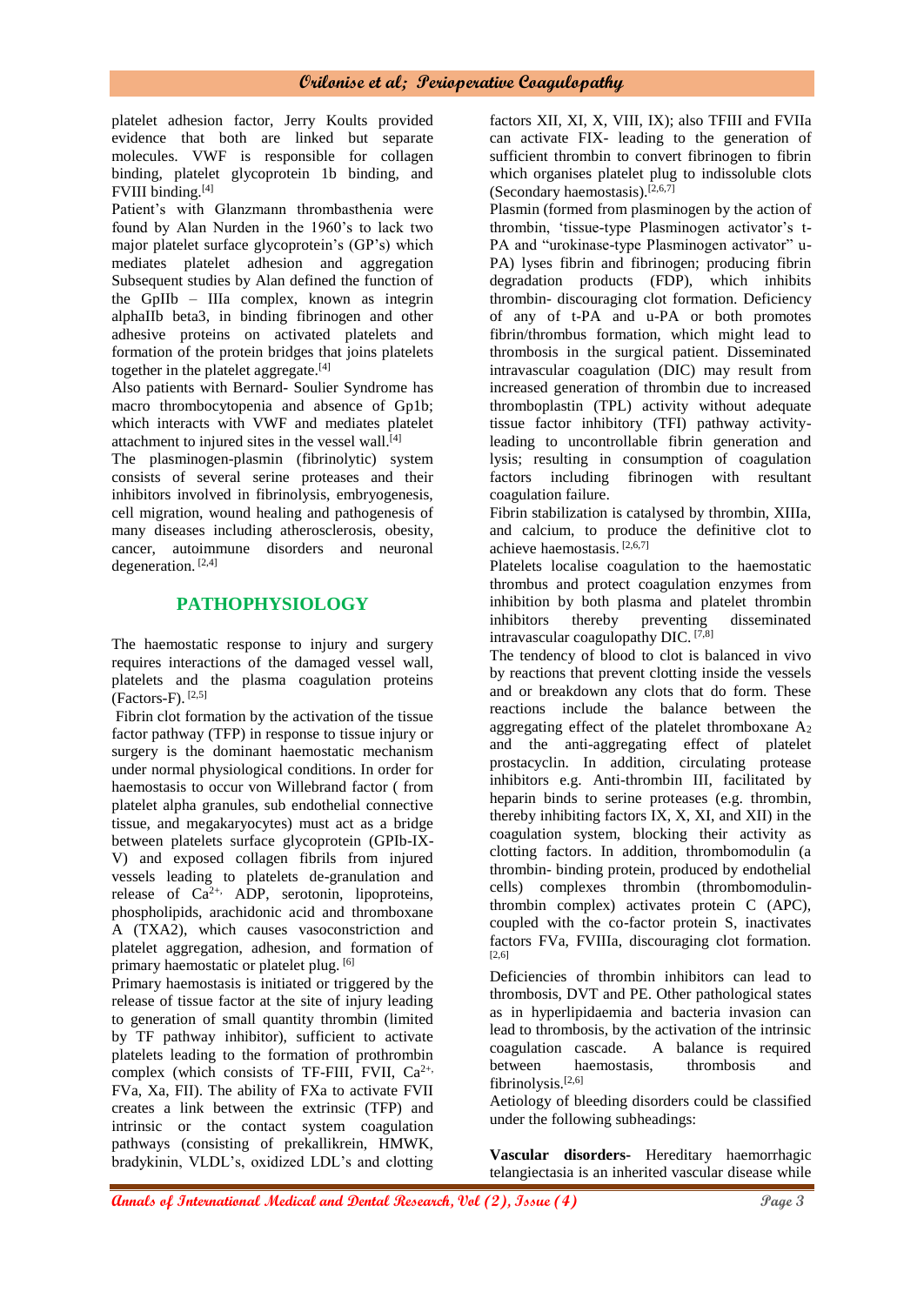platelet adhesion factor, Jerry Koults provided evidence that both are linked but separate molecules. VWF is responsible for collagen binding, platelet glycoprotein 1b binding, and FVIII binding.[4]

Patient's with Glanzmann thrombasthenia were found by Alan Nurden in the 1960's to lack two major platelet surface glycoprotein's (GP's) which mediates platelet adhesion and aggregation Subsequent studies by Alan defined the function of the GpIIb – IIIa complex, known as integrin alphaIIb beta3, in binding fibrinogen and other adhesive proteins on activated platelets and formation of the protein bridges that joins platelets together in the platelet aggregate.[4]

Also patients with Bernard- Soulier Syndrome has macro thrombocytopenia and absence of Gp1b; which interacts with VWF and mediates platelet attachment to injured sites in the vessel wall.[4]

The plasminogen-plasmin (fibrinolytic) system consists of several serine proteases and their inhibitors involved in fibrinolysis, embryogenesis, cell migration, wound healing and pathogenesis of many diseases including atherosclerosis, obesity, cancer, autoimmune disorders and neuronal degeneration. [2,4]

## PATHOPHYSIOLOGY

The haemostatic response to injury and surgery requires interactions of the damaged vessel wall, platelets and the plasma coagulation proteins (Factors-F). [2,5]

Fibrin clot formation by the activation of the tissue factor pathway (TFP) in response to tissue injury or surgery is the dominant haemostatic mechanism under normal physiological conditions. In order for haemostasis to occur von Willebrand factor ( from platelet alpha granules, sub endothelial connective tissue, and megakaryocytes) must act as a bridge between platelets surface glycoprotein (GPIb-IX-V) and exposed collagen fibrils from injured vessels leading to platelets de-granulation and release of $Ca^{2+}$, ADP, serotonin, lipoproteins, phospholipids, arachidonic acid and thromboxane A (TXA2), which causes vasoconstriction and platelet aggregation, adhesion, and formation of primary haemostatic or platelet plug. [6]

Primary haemostasis is initiated or triggered by the release of tissue factor at the site of injury leading to generation of small quantity thrombin (limited by TF pathway inhibitor), sufficient to activate platelets leading to the formation of prothrombin complex (which consists of TF-FIII, FVII, $Ca^{2+}$, FVa, Xa, FII). The ability of FXa to activate FVII creates a link between the extrinsic (TFP) and intrinsic or the contact system coagulation pathways (consisting of prekallikrein, HMWK, bradykinin, VLDL's, oxidized LDL's and clotting factors XII, XI, X, VIII, IX); also TFIII and FVIIa can activate FIX- leading to the generation of sufficient thrombin to convert fibrinogen to fibrin which organises platelet plug to indissoluble clots (Secondary haemostasis).[2,6,7]

Plasmin (formed from plasminogen by the action of thrombin, 'tissue-type Plasminogen activator's t-PA and "urokinase-type Plasminogen activator" u-PA) lyses fibrin and fibrinogen; producing fibrin degradation products (FDP), which inhibits thrombin- discouraging clot formation. Deficiency of any of t-PA and u-PA or both promotes fibrin/thrombus formation, which might lead to thrombosis in the surgical patient. Disseminated intravascular coagulation (DIC) may result from increased generation of thrombin due to increased thromboplastin (TPL) activity without adequate tissue factor inhibitory (TFI) pathway activity- leading to uncontrollable fibrin generation and lysis; resulting in consumption of coagulation factors including fibrinogen with resultant coagulation failure.

Fibrin stabilization is catalysed by thrombin, XIIIa, and calcium, to produce the definitive clot to achieve haemostasis. [2,6,7]

Platelets localise coagulation to the haemostatic thrombus and protect coagulation enzymes from inhibition by both plasma and platelet thrombin inhibitors thereby preventing disseminated intravascular coagulopathy DIC. [7,8]

The tendency of blood to clot is balanced in vivo by reactions that prevent clotting inside the vessels and or breakdown any clots that do form. These reactions include the balance between the aggregating effect of the platelet thromboxane $A_2$ and the anti-aggregating effect of platelet prostacyclin. In addition, circulating protease inhibitors e.g. Anti-thrombin III, facilitated by heparin binds to serine proteases (e.g. thrombin, thereby inhibiting factors IX, X, XI, and XII) in the coagulation system, blocking their activity as clotting factors. In addition, thrombomodulin (a thrombin- binding protein, produced by endothelial cells) complexes thrombin (thrombomodulin-thrombin complex) activates protein C (APC), coupled with the co-factor protein S, inactivates factors FVa, FVIIIa, discouraging clot formation. [2,6]

Deficiencies of thrombin inhibitors can lead to thrombosis, DVT and PE. Other pathological states as in hyperlipidaemia and bacteria invasion can lead to thrombosis, by the activation of the intrinsic coagulation cascade. A balance is required between haemostasis, thrombosis and fibrinolysis.[2,6]

Aetiology of bleeding disorders could be classified under the following subheadings:

**Vascular disorders-** Hereditary haemorrhagic telangiectasia is an inherited vascular disease while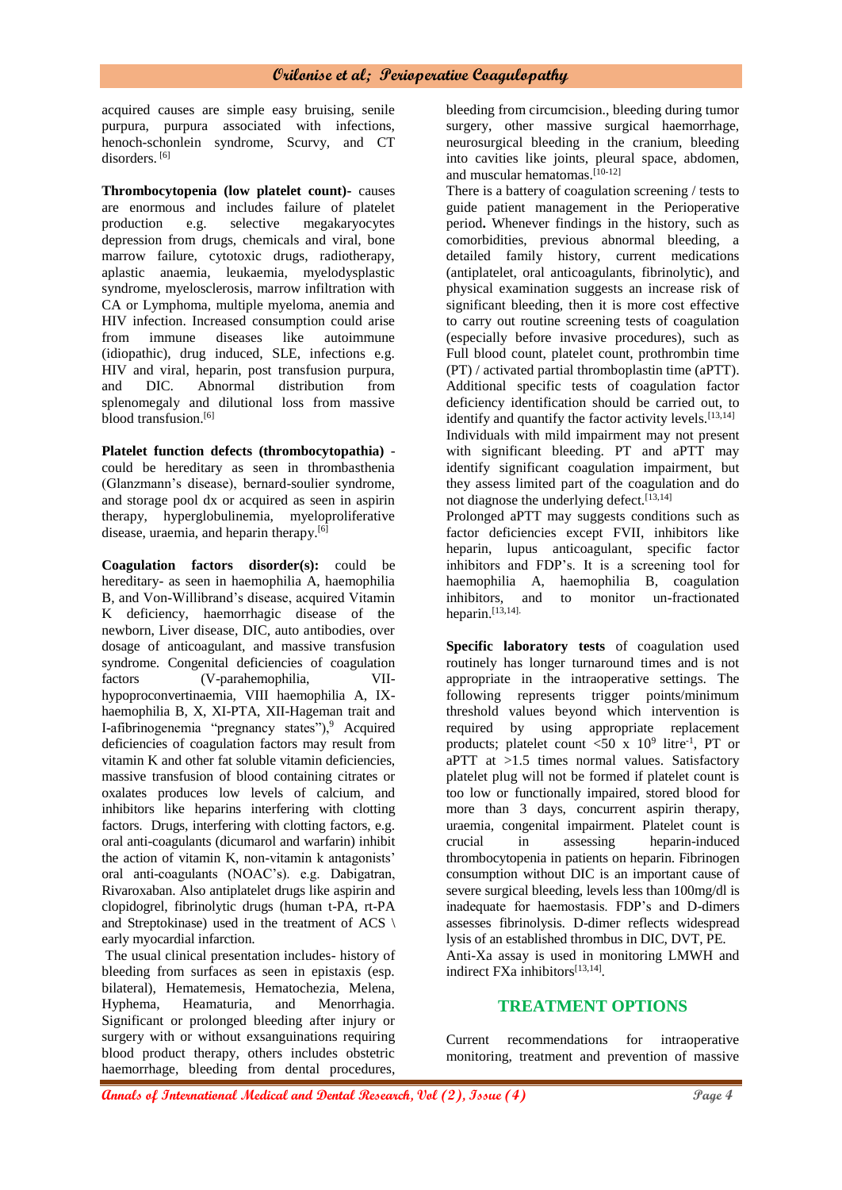acquired causes are simple easy bruising, senile purpura, purpura associated with infections, henoch-schonlein syndrome, Scurvy, and CT disorders. [6]

**Thrombocytopenia (low platelet count)**- causes are enormous and includes failure of platelet production e.g. selective megakaryocytes depression from drugs, chemicals and viral, bone marrow failure, cytotoxic drugs, radiotherapy, aplastic anaemia, leukaemia, myelodysplastic syndrome, myelosclerosis, marrow infiltration with CA or Lymphoma, multiple myeloma, anemia and HIV infection. Increased consumption could arise from immune diseases like autoimmune (idiopathic), drug induced, SLE, infections e.g. HIV and viral, heparin, post transfusion purpura, and DIC. Abnormal distribution from splenomegaly and dilutional loss from massive blood transfusion.[6]

**Platelet function defects (thrombocytopathia)** - could be hereditary as seen in thrombasthenia (Glanzmann's disease), bernard-soulier syndrome, and storage pool dx or acquired as seen in aspirin therapy, hyperglobulinemia, myeloproliferative disease, uraemia, and heparin therapy.[6]

**Coagulation factors disorder(s):** could be hereditary- as seen in haemophilia A, haemophilia B, and Von-Willibrand's disease, acquired Vitamin K deficiency, haemorrhagic disease of the newborn, Liver disease, DIC, auto antibodies, over dosage of anticoagulant, and massive transfusion syndrome. Congenital deficiencies of coagulation factors (V-parahemophilia, VII-hypoproconvertinaemia, VIII haemophilia A, IX-haemophilia B, X, XI-PTA, XII-Hageman trait and I-afibrinogenemia "pregnancy states"),[9] Acquired deficiencies of coagulation factors may result from vitamin K and other fat soluble vitamin deficiencies, massive transfusion of blood containing citrates or oxalates produces low levels of calcium, and inhibitors like heparins interfering with clotting factors. Drugs, interfering with clotting factors, e.g. oral anti-coagulants (dicumarol and warfarin) inhibit the action of vitamin K, non-vitamin k antagonists' oral anti-coagulants (NOAC's). e.g. Dabigatran, Rivaroxaban. Also antiplatelet drugs like aspirin and clopidogrel, fibrinolytic drugs (human t-PA, rt-PA and Streptokinase) used in the treatment of ACS \ early myocardial infarction.

The usual clinical presentation includes- history of bleeding from surfaces as seen in epistaxis (esp. bilateral), Hematemesis, Hematochezia, Melena, Hyphema, Heamaturia, and Menorrhagia. Significant or prolonged bleeding after injury or surgery with or without exsanguinations requiring blood product therapy, others includes obstetric haemorrhage, bleeding from dental procedures, bleeding from circumcision., bleeding during tumor surgery, other massive surgical haemorrhage, neurosurgical bleeding in the cranium, bleeding into cavities like joints, pleural space, abdomen, and muscular hematomas.[10-12]

There is a battery of coagulation screening / tests to guide patient management in the Perioperative period**.** Whenever findings in the history, such as comorbidities, previous abnormal bleeding, a detailed family history, current medications (antiplatelet, oral anticoagulants, fibrinolytic), and physical examination suggests an increase risk of significant bleeding, then it is more cost effective to carry out routine screening tests of coagulation (especially before invasive procedures), such as Full blood count, platelet count, prothrombin time (PT) / activated partial thromboplastin time (aPTT). Additional specific tests of coagulation factor deficiency identification should be carried out, to identify and quantify the factor activity levels.[13,14]

Individuals with mild impairment may not present with significant bleeding. PT and aPTT may identify significant coagulation impairment, but they assess limited part of the coagulation and do not diagnose the underlying defect.[13,14]

Prolonged aPTT may suggests conditions such as factor deficiencies except FVII, inhibitors like heparin, lupus anticoagulant, specific factor inhibitors and FDP's. It is a screening tool for haemophilia A, haemophilia B, coagulation inhibitors, and to monitor un-fractionated heparin.[13,14].

**Specific laboratory tests** of coagulation used routinely has longer turnaround times and is not appropriate in the intraoperative settings. The following represents trigger points/minimum threshold values beyond which intervention is required by using appropriate replacement products; platelet count <50 x $10^9$ litre$^{-1}$, PT or aPTT at >1.5 times normal values. Satisfactory platelet plug will not be formed if platelet count is too low or functionally impaired, stored blood for more than 3 days, concurrent aspirin therapy, uraemia, congenital impairment. Platelet count is crucial in assessing heparin-induced thrombocytopenia in patients on heparin. Fibrinogen consumption without DIC is an important cause of severe surgical bleeding, levels less than 100mg/dl is inadequate for haemostasis. FDP's and D-dimers assesses fibrinolysis. D-dimer reflects widespread lysis of an established thrombus in DIC, DVT, PE.

Anti-Xa assay is used in monitoring LMWH and indirect FXa inhibitors[13,14].

## TREATMENT OPTIONS

Current recommendations for intraoperative monitoring, treatment and prevention of massive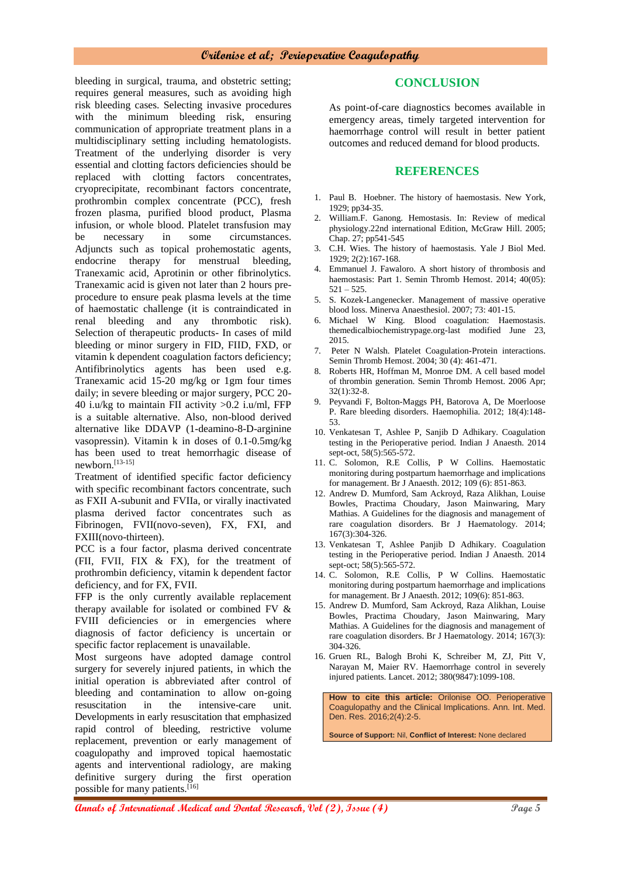bleeding in surgical, trauma, and obstetric setting; requires general measures, such as avoiding high risk bleeding cases. Selecting invasive procedures with the minimum bleeding risk, ensuring communication of appropriate treatment plans in a multidisciplinary setting including hematologists. Treatment of the underlying disorder is very essential and clotting factors deficiencies should be replaced with clotting factors concentrates, cryoprecipitate, recombinant factors concentrate, prothrombin complex concentrate (PCC), fresh frozen plasma, purified blood product, Plasma infusion, or whole blood. Platelet transfusion may be necessary in some circumstances. Adjuncts such as topical prohemostatic agents, endocrine therapy for menstrual bleeding, Tranexamic acid, Aprotinin or other fibrinolytics. Tranexamic acid is given not later than 2 hours pre-procedure to ensure peak plasma levels at the time of haemostatic challenge (it is contraindicated in renal bleeding and any thrombotic risk). Selection of therapeutic products- In cases of mild bleeding or minor surgery in FID, FIID, FXD, or vitamin k dependent coagulation factors deficiency; Antifibrinolytics agents has been used e.g. Tranexamic acid 15-20 mg/kg or 1gm four times daily; in severe bleeding or major surgery, PCC 20-40 i.u/kg to maintain FII activity >0.2 i.u/ml, FFP is a suitable alternative. Also, non-blood derived alternative like DDAVP (1-deamino-8-D-arginine vasopressin). Vitamin k in doses of 0.1-0.5mg/kg has been used to treat hemorrhagic disease of newborn.[13-15]

Treatment of identified specific factor deficiency with specific recombinant factors concentrate, such as FXII A-subunit and FVIIa, or virally inactivated plasma derived factor concentrates such as Fibrinogen, FVII(novo-seven), FX, FXI, and FXIII(novo-thirteen).

PCC is a four factor, plasma derived concentrate (FII, FVII, FIX & FX), for the treatment of prothrombin deficiency, vitamin k dependent factor deficiency, and for FX, FVII.

FFP is the only currently available replacement therapy available for isolated or combined FV & FVIII deficiencies or in emergencies where diagnosis of factor deficiency is uncertain or specific factor replacement is unavailable.

Most surgeons have adopted damage control surgery for severely injured patients, in which the initial operation is abbreviated after control of bleeding and contamination to allow on-going resuscitation in the intensive-care unit. Developments in early resuscitation that emphasized rapid control of bleeding, restrictive volume replacement, prevention or early management of coagulopathy and improved topical haemostatic agents and interventional radiology, are making definitive surgery during the first operation possible for many patients.[16]

## CONCLUSION

As point-of-care diagnostics becomes available in emergency areas, timely targeted intervention for haemorrhage control will result in better patient outcomes and reduced demand for blood products.

## REFERENCES

1. Paul B. Hoebner. The history of haemostasis. New York, 1929; pp34-35.
2. William.F. Ganong. Hemostasis. In: Review of medical physiology.22nd international Edition, McGraw Hill. 2005; Chap. 27; pp541-545
3. C.H. Wies. The history of haemostasis. Yale J Biol Med. 1929; 2(2):167-168.
4. Emmanuel J. Fawaloro. A short history of thrombosis and haemostasis: Part 1. Semin Thromb Hemost. 2014; 40(05): 521 – 525.
5. S. Kozek-Langenecker. Management of massive operative blood loss. Minerva Anaesthesiol. 2007; 73: 401-15.
6. Michael W King. Blood coagulation: Haemostasis. themedicalbiochemistrypage.org-last modified June 23, 2015.
7. Peter N Walsh. Platelet Coagulation-Protein interactions. Semin Thromb Hemost. 2004; 30 (4): 461-471.
8. Roberts HR, Hoffman M, Monroe DM. A cell based model of thrombin generation. Semin Thromb Hemost. 2006 Apr; 32(1):32-8.
9. Peyvandi F, Bolton-Maggs PH, Batorova A, De Moerloose P. Rare bleeding disorders. Haemophilia. 2012; 18(4):148-53.
10. Venkatesan T, Ashlee P, Sanjib D Adhikary. Coagulation testing in the Perioperative period. Indian J Anaesth. 2014 sept-oct, 58(5):565-572.
11. C. Solomon, R.E Collis, P W Collins. Haemostatic monitoring during postpartum haemorrhage and implications for management. Br J Anaesth. 2012; 109 (6): 851-863.
12. Andrew D. Mumford, Sam Ackroyd, Raza Alikhan, Louise Bowles, Practima Choudary, Jason Mainwaring, Mary Mathias. A Guidelines for the diagnosis and management of rare coagulation disorders. Br J Haematology. 2014; 167(3):304-326.
13. Venkatesan T, Ashlee Panjib D Adhikary. Coagulation testing in the Perioperative period. Indian J Anaesth. 2014 sept-oct; 58(5):565-572.
14. C. Solomon, R.E Collis, P W Collins. Haemostatic monitoring during postpartum haemorrhage and implications for management. Br J Anaesth. 2012; 109(6): 851-863.
15. Andrew D. Mumford, Sam Ackroyd, Raza Alikhan, Louise Bowles, Practima Choudary, Jason Mainwaring, Mary Mathias. A Guidelines for the diagnosis and management of rare coagulation disorders. Br J Haematology. 2014; 167(3): 304-326.
16. Gruen RL, Balogh Brohi K, Schreiber M, ZJ, Pitt V, Narayan M, Maier RV. Haemorrhage control in severely injured patients. Lancet. 2012; 380(9847):1099-108.

**How to cite this article:** Orilonise OO. Perioperative Coagulopathy and the Clinical Implications. Ann. Int. Med. Den. Res. 2016;2(4):2-5.

**Source of Support:** Nil, **Conflict of Interest:** None declared